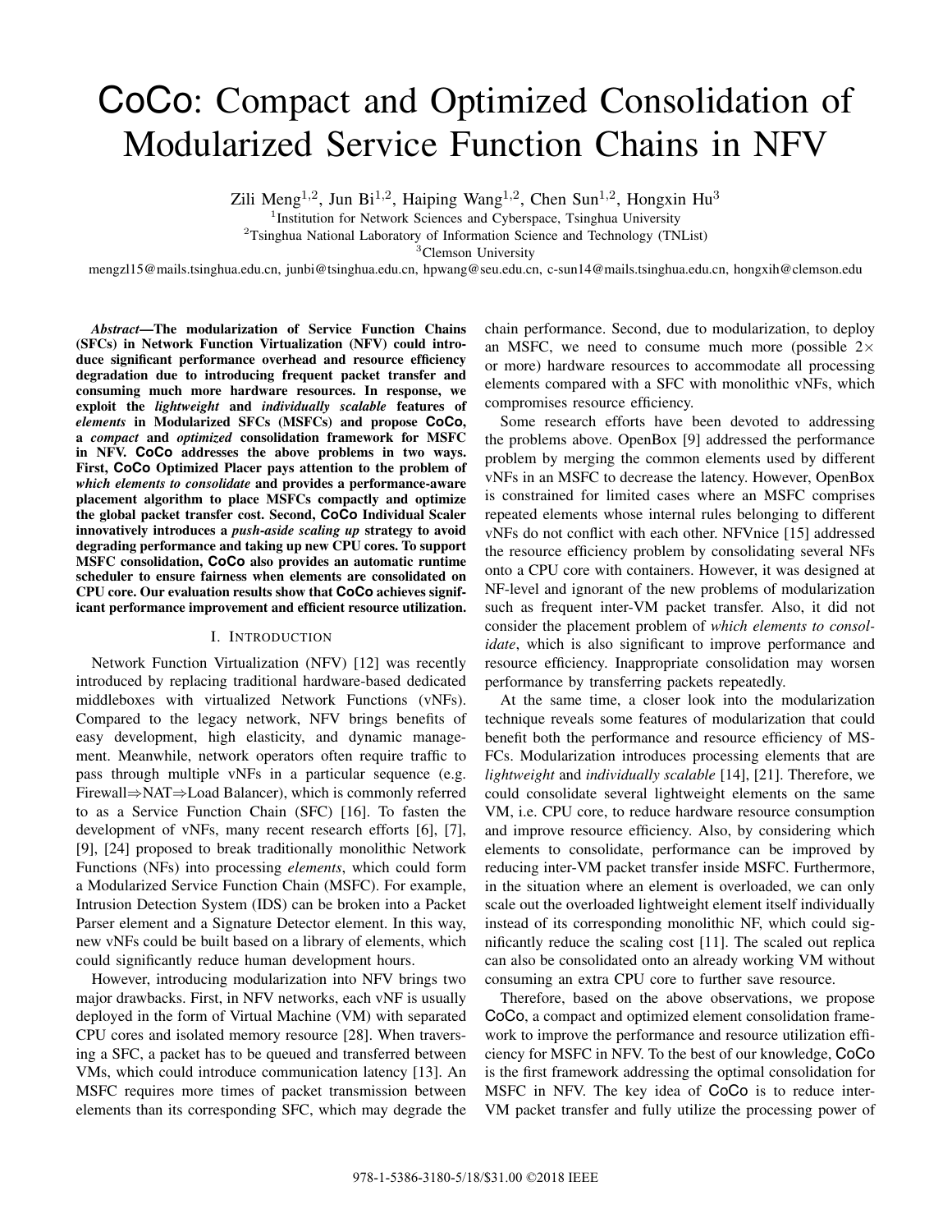# CoCo: Compact and Optimized Consolidation of Modularized Service Function Chains in NFV

Zili Meng[1,2], Jun Bi[1,2], Haiping Wang[1,2], Chen Sun[1,2], Hongxin Hu[3]

[1]Institution for Network Sciences and Cyberspace, Tsinghua University

[2]Tsinghua National Laboratory of Information Science and Technology (TNList)

[3]Clemson University

mengzl15@mails.tsinghua.edu.cn, junbi@tsinghua.edu.cn, hpwang@seu.edu.cn, c-sun14@mails.tsinghua.edu.cn, hongxih@clemson.edu

***Abstract*—The modularization of Service Function Chains (SFCs) in Network Function Virtualization (NFV) could introduce significant performance overhead and resource efficiency degradation due to introducing frequent packet transfer and consuming much more hardware resources. In response, we exploit the *lightweight* and *individually scalable* features of *elements* in Modularized SFCs (MSFCs) and propose CoCo, a *compact* and *optimized* consolidation framework for MSFC in NFV. CoCo addresses the above problems in two ways. First, CoCo Optimized Placer pays attention to the problem of *which elements to consolidate* and provides a performance-aware placement algorithm to place MSFCs compactly and optimize the global packet transfer cost. Second, CoCo Individual Scaler innovatively introduces a *push-aside scaling up* strategy to avoid degrading performance and taking up new CPU cores. To support MSFC consolidation, CoCo also provides an automatic runtime scheduler to ensure fairness when elements are consolidated on CPU core. Our evaluation results show that CoCo achieves significant performance improvement and efficient resource utilization.**

## I. Introduction

Network Function Virtualization (NFV) [12] was recently introduced by replacing traditional hardware-based dedicated middleboxes with virtualized Network Functions (vNFs). Compared to the legacy network, NFV brings benefits of easy development, high elasticity, and dynamic management. Meanwhile, network operators often require traffic to pass through multiple vNFs in a particular sequence (e.g. Firewall⇒NAT⇒Load Balancer), which is commonly referred to as a Service Function Chain (SFC) [16]. To fasten the development of vNFs, many recent research efforts [6], [7], [9], [24] proposed to break traditionally monolithic Network Functions (NFs) into processing *elements*, which could form a Modularized Service Function Chain (MSFC). For example, Intrusion Detection System (IDS) can be broken into a Packet Parser element and a Signature Detector element. In this way, new vNFs could be built based on a library of elements, which could significantly reduce human development hours.

However, introducing modularization into NFV brings two major drawbacks. First, in NFV networks, each vNF is usually deployed in the form of Virtual Machine (VM) with separated CPU cores and isolated memory resource [28]. When traversing a SFC, a packet has to be queued and transferred between VMs, which could introduce communication latency [13]. An MSFC requires more times of packet transmission between elements than its corresponding SFC, which may degrade the chain performance. Second, due to modularization, to deploy an MSFC, we need to consume much more (possible $2\times$ or more) hardware resources to accommodate all processing elements compared with a SFC with monolithic vNFs, which compromises resource efficiency.

Some research efforts have been devoted to addressing the problems above. OpenBox [9] addressed the performance problem by merging the common elements used by different vNFs in an MSFC to decrease the latency. However, OpenBox is constrained for limited cases where an MSFC comprises repeated elements whose internal rules belonging to different vNFs do not conflict with each other. NFVnice [15] addressed the resource efficiency problem by consolidating several NFs onto a CPU core with containers. However, it was designed at NF-level and ignorant of the new problems of modularization such as frequent inter-VM packet transfer. Also, it did not consider the placement problem of *which elements to consolidate*, which is also significant to improve performance and resource efficiency. Inappropriate consolidation may worsen performance by transferring packets repeatedly.

At the same time, a closer look into the modularization technique reveals some features of modularization that could benefit both the performance and resource efficiency of MSFCs. Modularization introduces processing elements that are *lightweight* and *individually scalable* [14], [21]. Therefore, we could consolidate several lightweight elements on the same VM, i.e. CPU core, to reduce hardware resource consumption and improve resource efficiency. Also, by considering which elements to consolidate, performance can be improved by reducing inter-VM packet transfer inside MSFC. Furthermore, in the situation where an element is overloaded, we can only scale out the overloaded lightweight element itself individually instead of its corresponding monolithic NF, which could significantly reduce the scaling cost [11]. The scaled out replica can also be consolidated onto an already working VM without consuming an extra CPU core to further save resource.

Therefore, based on the above observations, we propose CoCo, a compact and optimized element consolidation framework to improve the performance and resource utilization efficiency for MSFC in NFV. To the best of our knowledge, CoCo is the first framework addressing the optimal consolidation for MSFC in NFV. The key idea of CoCo is to reduce inter-VM packet transfer and fully utilize the processing power of

978-1-5386-3180-5/18/$31.00 ©2018 IEEE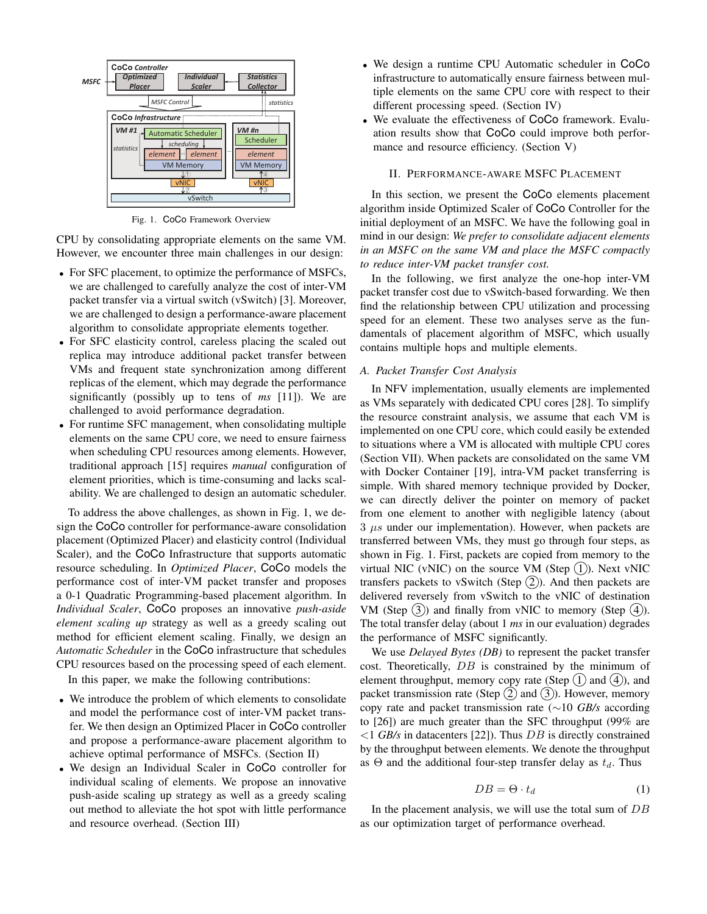CoCo Controller

MSFC

Optimized Placer

Individual Scaler

Statistics Collector

MSFC Control

statistics

CoCo Infrastructure

VM #1

Automatic Scheduler

scheduling

statistics

element

element

VM Memory

vNIC

VM #n

Scheduler

element

VM Memory

vNIC

vSwitch

1

2

3

4

Fig. 1. CoCo Framework Overview

CPU by consolidating appropriate elements on the same VM. However, we encounter three main challenges in our design:

- For SFC placement, to optimize the performance of MSFCs, we are challenged to carefully analyze the cost of inter-VM packet transfer via a virtual switch (vSwitch) [3]. Moreover, we are challenged to design a performance-aware placement algorithm to consolidate appropriate elements together.
- For SFC elasticity control, careless placing the scaled out replica may introduce additional packet transfer between VMs and frequent state synchronization among different replicas of the element, which may degrade the performance significantly (possibly up to tens of *ms* [11]). We are challenged to avoid performance degradation.
- For runtime SFC management, when consolidating multiple elements on the same CPU core, we need to ensure fairness when scheduling CPU resources among elements. However, traditional approach [15] requires *manual* configuration of element priorities, which is time-consuming and lacks scalability. We are challenged to design an automatic scheduler.

To address the above challenges, as shown in Fig. 1, we design the CoCo controller for performance-aware consolidation placement (Optimized Placer) and elasticity control (Individual Scaler), and the CoCo Infrastructure that supports automatic resource scheduling. In *Optimized Placer*, CoCo models the performance cost of inter-VM packet transfer and proposes a 0-1 Quadratic Programming-based placement algorithm. In *Individual Scaler*, CoCo proposes an innovative *push-aside element scaling up* strategy as well as a greedy scaling out method for efficient element scaling. Finally, we design an *Automatic Scheduler* in the CoCo infrastructure that schedules CPU resources based on the processing speed of each element.

In this paper, we make the following contributions:

- We introduce the problem of which elements to consolidate and model the performance cost of inter-VM packet transfer. We then design an Optimized Placer in CoCo controller and propose a performance-aware placement algorithm to achieve optimal performance of MSFCs. (Section II)
- We design an Individual Scaler in CoCo controller for individual scaling of elements. We propose an innovative push-aside scaling up strategy as well as a greedy scaling out method to alleviate the hot spot with little performance and resource overhead. (Section III)
- We design a runtime CPU Automatic scheduler in CoCo infrastructure to automatically ensure fairness between multiple elements on the same CPU core with respect to their different processing speed. (Section IV)
- We evaluate the effectiveness of CoCo framework. Evaluation results show that CoCo could improve both performance and resource efficiency. (Section V)

## II. Performance-aware MSFC Placement

In this section, we present the CoCo elements placement algorithm inside Optimized Scaler of CoCo Controller for the initial deployment of an MSFC. We have the following goal in mind in our design: *We prefer to consolidate adjacent elements in an MSFC on the same VM and place the MSFC compactly to reduce inter-VM packet transfer cost.*

In the following, we first analyze the one-hop inter-VM packet transfer cost due to vSwitch-based forwarding. We then find the relationship between CPU utilization and processing speed for an element. These two analyses serve as the fundamentals of placement algorithm of MSFC, which usually contains multiple hops and multiple elements.

### A. Packet Transfer Cost Analysis

In NFV implementation, usually elements are implemented as VMs separately with dedicated CPU cores [28]. To simplify the resource constraint analysis, we assume that each VM is implemented on one CPU core, which could easily be extended to situations where a VM is allocated with multiple CPU cores (Section VII). When packets are consolidated on the same VM with Docker Container [19], intra-VM packet transferring is simple. With shared memory technique provided by Docker, we can directly deliver the pointer on memory of packet from one element to another with negligible latency (about 3 $\mu s$ under our implementation). However, when packets are transferred between VMs, they must go through four steps, as shown in Fig. 1. First, packets are copied from memory to the virtual NIC (vNIC) on the source VM (Step ①). Next vNIC transfers packets to vSwitch (Step ②). And then packets are delivered reversely from vSwitch to the vNIC of destination VM (Step ③) and finally from vNIC to memory (Step ④). The total transfer delay (about 1 *ms* in our evaluation) degrades the performance of MSFC significantly.

We use *Delayed Bytes (DB)* to represent the packet transfer cost. Theoretically, $DB$ is constrained by the minimum of element throughput, memory copy rate (Step ① and ④), and packet transmission rate (Step ② and ③). However, memory copy rate and packet transmission rate ($\sim$10 *GB/s* according to [26]) are much greater than the SFC throughput (99% are $<$1 *GB/s* in datacenters [22]). Thus $DB$ is directly constrained by the throughput between elements. We denote the throughput as $\Theta$ and the additional four-step transfer delay as $t_d$. Thus

$$DB = \Theta \cdot t_d \tag{1}$$

In the placement analysis, we will use the total sum of $DB$ as our optimization target of performance overhead.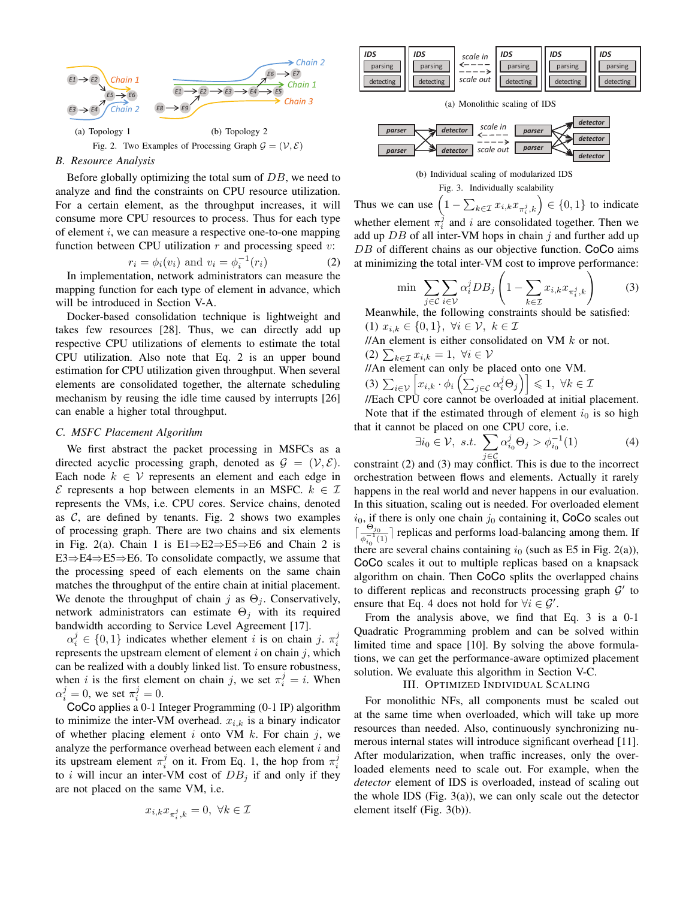E1 → E2 → E5 → E6 Chain 1
E3 → E4 → E5 → E6 Chain 2

(a) Topology 1

E1 → E2 → E3 → E4 → E5 Chain 1 → E6 → E7 Chain 2
E8 → E9 Chain 3

(b) Topology 2

Fig. 2. Two Examples of Processing Graph $\mathcal{G} = (\mathcal{V}, \mathcal{E})$

## B. Resource Analysis

Before globally optimizing the total sum of $DB$, we need to analyze and find the constraints on CPU resource utilization. For a certain element, as the throughput increases, it will consume more CPU resources to process. Thus for each type of element $i$, we can measure a respective one-to-one mapping function between CPU utilization $r$ and processing speed $v$:

$$r_i = \phi_i(v_i) \text{ and } v_i = \phi_i^{-1}(r_i) \tag{2}$$

In implementation, network administrators can measure the mapping function for each type of element in advance, which will be introduced in Section V-A.

Docker-based consolidation technique is lightweight and takes few resources [28]. Thus, we can directly add up respective CPU utilizations of elements to estimate the total CPU utilization. Also note that Eq. 2 is an upper bound estimation for CPU utilization given throughput. When several elements are consolidated together, the alternate scheduling mechanism by reusing the idle time caused by interrupts [26] can enable a higher total throughput.

## C. MSFC Placement Algorithm

We first abstract the packet processing in MSFCs as a directed acyclic processing graph, denoted as $\mathcal{G} = (\mathcal{V}, \mathcal{E})$. Each node $k \in \mathcal{V}$ represents an element and each edge in $\mathcal{E}$ represents a hop between elements in an MSFC. $k \in \mathcal{I}$ represents the VMs, i.e. CPU cores. Service chains, denoted as $\mathcal{C}$, are defined by tenants. Fig. 2 shows two examples of processing graph. There are two chains and six elements in Fig. 2(a). Chain 1 is E1⇒E2⇒E5⇒E6 and Chain 2 is E3⇒E4⇒E5⇒E6. To consolidate compactly, we assume that the processing speed of each elements on the same chain matches the throughput of the entire chain at initial placement. We denote the throughput of chain $j$ as $\Theta_j$. Conservatively, network administrators can estimate $\Theta_j$ with its required bandwidth according to Service Level Agreement [17].

$\alpha_i^j \in \{0, 1\}$ indicates whether element $i$ is on chain $j$. $\pi_i^j$ represents the upstream element of element $i$ on chain $j$, which can be realized with a doubly linked list. To ensure robustness, when $i$ is the first element on chain $j$, we set $\pi_i^j = i$. When $\alpha_i^j = 0$, we set $\pi_i^j = 0$.

CoCo applies a 0-1 Integer Programming (0-1 IP) algorithm to minimize the inter-VM overhead. $x_{i,k}$ is a binary indicator of whether placing element $i$ onto VM $k$. For chain $j$, we analyze the performance overhead between each element $i$ and its upstream element $\pi_i^j$ on it. From Eq. 1, the hop from $\pi_i^j$ to $i$ will incur an inter-VM cost of $DB_j$ if and only if they are not placed on the same VM, i.e.

$$x_{i,k} x_{\pi_i^j,k} = 0, \ \forall k \in \mathcal{I}$$

Thus we can use $\left(1 - \sum_{k \in \mathcal{I}} x_{i,k} x_{\pi_i^j,k}\right) \in \{0, 1\}$ to indicate whether element $\pi_i^j$ and $i$ are consolidated together. Then we add up $DB$ of all inter-VM hops in chain $j$ and further add up $DB$ of different chains as our objective function. CoCo aims at minimizing the total inter-VM cost to improve performance:

$$\min \sum_{j \in \mathcal{C}} \sum_{i \in \mathcal{V}} \alpha_i^j DB_j \left(1 - \sum_{k \in \mathcal{I}} x_{i,k} x_{\pi_i^j,k}\right) \tag{3}$$

Meanwhile, the following constraints should be satisfied:

(1) $x_{i,k} \in \{0, 1\}, \ \forall i \in \mathcal{V}, \ k \in \mathcal{I}$

//An element is either consolidated on VM $k$ or not.

(2) $\sum_{k \in \mathcal{I}} x_{i,k} = 1, \ \forall i \in \mathcal{V}$

//An element can only be placed onto one VM.

(3) $\sum_{i \in \mathcal{V}} \left[ x_{i,k} \cdot \phi_i \left( \sum_{j \in \mathcal{C}} \alpha_i^j \Theta_j \right) \right] \leqslant 1, \ \forall k \in \mathcal{I}$

//Each CPU core cannot be overloaded at initial placement.

Note that if the estimated through of element $i_0$ is so high that it cannot be placed on one CPU core, i.e.

$$\exists i_0 \in \mathcal{V}, \ s.t. \sum_{j \in \mathcal{C}} \alpha_{i_0}^j \Theta_j > \phi_{i_0}^{-1}(1) \tag{4}$$

constraint (2) and (3) may conflict. This is due to the incorrect orchestration between flows and elements. Actually it rarely happens in the real world and never happens in our evaluation. In this situation, scaling out is needed. For overloaded element $i_0$, if there is only one chain $j_0$ containing it, CoCo scales out $\lceil \frac{\Theta_{j_0}}{\phi_{i_0}^{-1}(1)} \rceil$ replicas and performs load-balancing among them. If there are several chains containing $i_0$ (such as E5 in Fig. 2(a)), CoCo scales it out to multiple replicas based on a knapsack algorithm on chain. Then CoCo splits the overlapped chains to different replicas and reconstructs processing graph $\mathcal{G}'$ to ensure that Eq. 4 does not hold for $\forall i \in \mathcal{G}'$.

From the analysis above, we find that Eq. 3 is a 0-1 Quadratic Programming problem and can be solved within limited time and space [10]. By solving the above formulations, we can get the performance-aware optimized placement solution. We evaluate this algorithm in Section V-C.

IDS [parsing, detecting] IDS [parsing, detecting] scale in / scale out IDS [parsing, detecting] IDS [parsing, detecting] IDS [parsing, detecting]

(a) Monolithic scaling of IDS

parser, parser → detector, detector; scale in / scale out; parser, parser → detector, detector, detector

(b) Individual scaling of modularized IDS

Fig. 3. Individually scalability

# III. Optimized Individual Scaling

For monolithic NFs, all components must be scaled out at the same time when overloaded, which will take up more resources than needed. Also, continuously synchronizing numerous internal states will introduce significant overhead [11]. After modularization, when traffic increases, only the overloaded elements need to scale out. For example, when the *detector* element of IDS is overloaded, instead of scaling out the whole IDS (Fig. 3(a)), we can only scale out the detector element itself (Fig. 3(b)).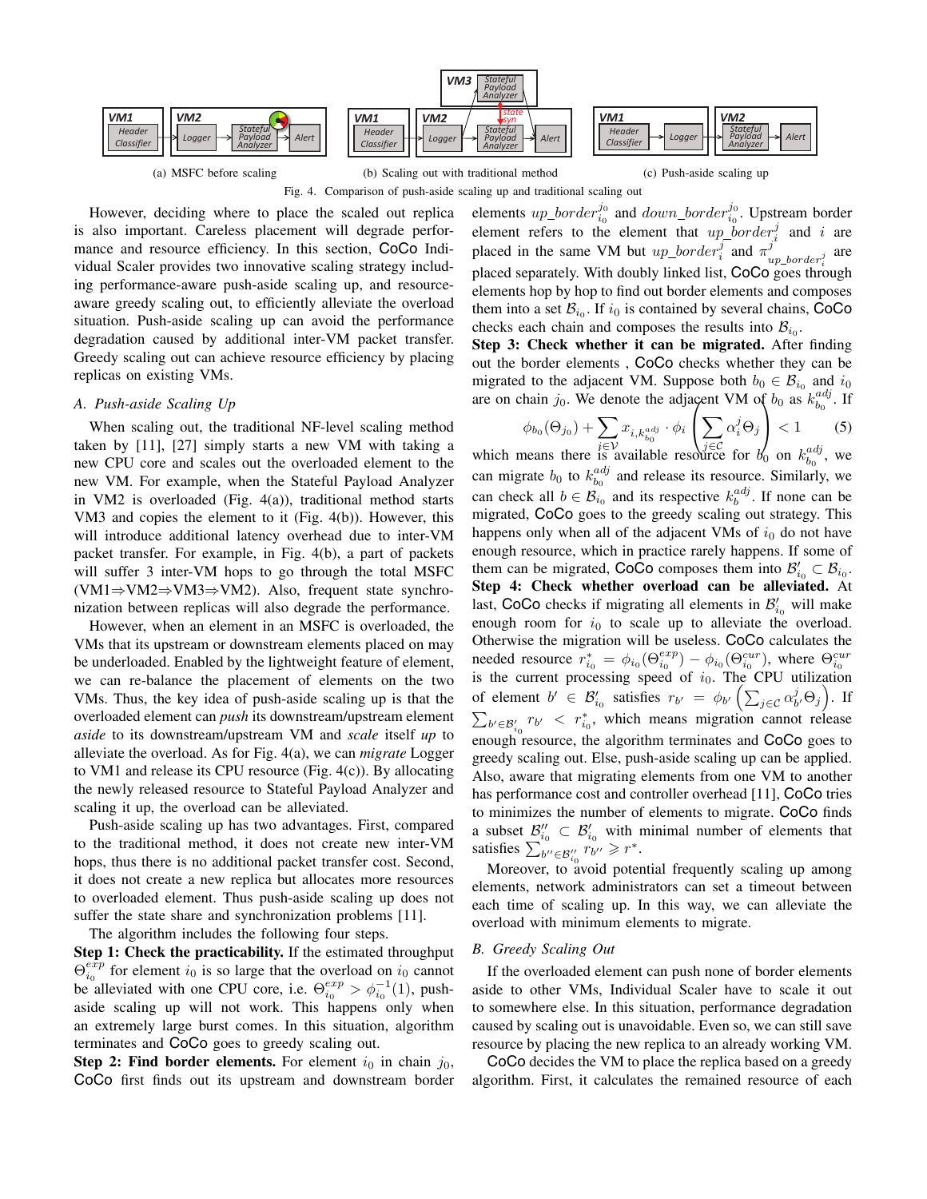VM1 Header Classifier → VM2 Logger → Stateful Payload Analyzer → Alert

(a) MSFC before scaling

VM3 Stateful Payload Analyzer
state syn
VM1 Header Classifier → VM2 Logger → Stateful Payload Analyzer → Alert

(b) Scaling out with traditional method

VM1 Header Classifier → Logger → VM2 Stateful Payload Analyzer → Alert

(c) Push-aside scaling up

Fig. 4. Comparison of push-aside scaling up and traditional scaling out

However, deciding where to place the scaled out replica is also important. Careless placement will degrade performance and resource efficiency. In this section, CoCo Individual Scaler provides two innovative scaling strategy including performance-aware push-aside scaling up, and resource-aware greedy scaling out, to efficiently alleviate the overload situation. Push-aside scaling up can avoid the performance degradation caused by additional inter-VM packet transfer. Greedy scaling out can achieve resource efficiency by placing replicas on existing VMs.

### A. Push-aside Scaling Up

When scaling out, the traditional NF-level scaling method taken by [11], [27] simply starts a new VM with taking a new CPU core and scales out the overloaded element to the new VM. For example, when the Stateful Payload Analyzer in VM2 is overloaded (Fig. 4(a)), traditional method starts VM3 and copies the element to it (Fig. 4(b)). However, this will introduce additional latency overhead due to inter-VM packet transfer. For example, in Fig. 4(b), a part of packets will suffer 3 inter-VM hops to go through the total MSFC (VM1⇒VM2⇒VM3⇒VM2). Also, frequent state synchronization between replicas will also degrade the performance.

However, when an element in an MSFC is overloaded, the VMs that its upstream or downstream elements placed on may be underloaded. Enabled by the lightweight feature of element, we can re-balance the placement of elements on the two VMs. Thus, the key idea of push-aside scaling up is that the overloaded element can *push* its downstream/upstream element *aside* to its downstream/upstream VM and *scale* itself *up* to alleviate the overload. As for Fig. 4(a), we can *migrate* Logger to VM1 and release its CPU resource (Fig. 4(c)). By allocating the newly released resource to Stateful Payload Analyzer and scaling it up, the overload can be alleviated.

Push-aside scaling up has two advantages. First, compared to the traditional method, it does not create new inter-VM hops, thus there is no additional packet transfer cost. Second, it does not create a new replica but allocates more resources to overloaded element. Thus push-aside scaling up does not suffer the state share and synchronization problems [11].

The algorithm includes the following four steps.

**Step 1: Check the practicability.** If the estimated throughput $\Theta_{i_0}^{exp}$ for element $i_0$ is so large that the overload on $i_0$ cannot be alleviated with one CPU core, i.e. $\Theta_{i_0}^{exp} > \phi_{i_0}^{-1}(1)$, push-aside scaling up will not work. This happens only when an extremely large burst comes. In this situation, algorithm terminates and CoCo goes to greedy scaling out.

**Step 2: Find border elements.** For element $i_0$ in chain $j_0$, CoCo first finds out its upstream and downstream border elements $up\_border_{i_0}^{j_0}$ and $down\_border_{i_0}^{j_0}$. Upstream border element refers to the element that $up\_border_i^j$ and $i$ are placed in the same VM but $up\_border_i^j$ and $\pi^j_{up\_border_i^j}$ are placed separately. With doubly linked list, CoCo goes through elements hop by hop to find out border elements and composes them into a set $\mathcal{B}_{i_0}$. If $i_0$ is contained by several chains, CoCo checks each chain and composes the results into $\mathcal{B}_{i_0}$.

**Step 3: Check whether it can be migrated.** After finding out the border elements , CoCo checks whether they can be migrated to the adjacent VM. Suppose both $b_0 \in \mathcal{B}_{i_0}$ and $i_0$ are on chain $j_0$. We denote the adjacent VM of $b_0$ as $k_{b_0}^{adj}$. If

$$\phi_{b_0}(\Theta_{j_0}) + \sum_{i \in \mathcal{V}} x_{i,k_{b_0}^{adj}} \cdot \phi_i \left( \sum_{j \in \mathcal{C}} \alpha_i^j \Theta_j \right) < 1 \tag{5}$$

which means there is available resource for $b_0$ on $k_{b_0}^{adj}$, we can migrate $b_0$ to $k_{b_0}^{adj}$ and release its resource. Similarly, we can check all $b \in \mathcal{B}_{i_0}$ and its respective $k_b^{adj}$. If none can be migrated, CoCo goes to the greedy scaling out strategy. This happens only when all of the adjacent VMs of $i_0$ do not have enough resource, which in practice rarely happens. If some of them can be migrated, CoCo composes them into $\mathcal{B}'_{i_0} \subset \mathcal{B}_{i_0}$.

**Step 4: Check whether overload can be alleviated.** At last, CoCo checks if migrating all elements in $\mathcal{B}'_{i_0}$ will make enough room for $i_0$ to scale up to alleviate the overload. Otherwise the migration will be useless. CoCo calculates the needed resource $r_{i_0}^* = \phi_{i_0}(\Theta_{i_0}^{exp}) - \phi_{i_0}(\Theta_{i_0}^{cur})$, where $\Theta_{i_0}^{cur}$ is the current processing speed of $i_0$. The CPU utilization of element $b' \in \mathcal{B}'_{i_0}$ satisfies $r_{b'} = \phi_{b'}\left(\sum_{j \in \mathcal{C}} \alpha_{b'}^j \Theta_j\right)$. If $\sum_{b' \in \mathcal{B}'_{i_0}} r_{b'} < r_{i_0}^*$, which means migration cannot release enough resource, the algorithm terminates and CoCo goes to greedy scaling out. Else, push-aside scaling up can be applied. Also, aware that migrating elements from one VM to another has performance cost and controller overhead [11], CoCo tries to minimizes the number of elements to migrate. CoCo finds a subset $\mathcal{B}''_{i_0} \subset \mathcal{B}'_{i_0}$ with minimal number of elements that satisfies $\sum_{b'' \in \mathcal{B}''_{i_0}} r_{b''} \geqslant r^*$.

Moreover, to avoid potential frequently scaling up among elements, network administrators can set a timeout between each time of scaling up. In this way, we can alleviate the overload with minimum elements to migrate.

### B. Greedy Scaling Out

If the overloaded element can push none of border elements aside to other VMs, Individual Scaler have to scale it out to somewhere else. In this situation, performance degradation caused by scaling out is unavoidable. Even so, we can still save resource by placing the new replica to an already working VM.

CoCo decides the VM to place the replica based on a greedy algorithm. First, it calculates the remained resource of each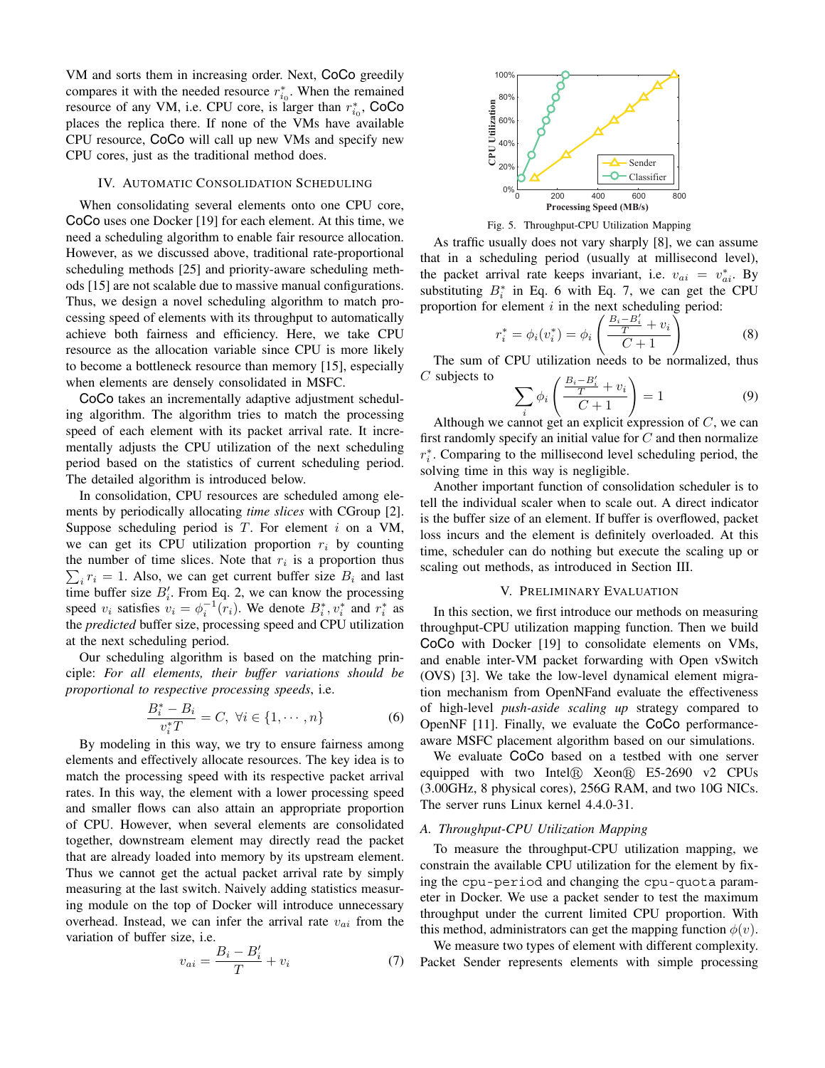VM and sorts them in increasing order. Next, CoCo greedily compares it with the needed resource $r^*_{i_0}$. When the remained resource of any VM, i.e. CPU core, is larger than $r^*_{i_0}$, CoCo places the replica there. If none of the VMs have available CPU resource, CoCo will call up new VMs and specify new CPU cores, just as the traditional method does.

## IV. Automatic Consolidation Scheduling

When consolidating several elements onto one CPU core, CoCo uses one Docker [19] for each element. At this time, we need a scheduling algorithm to enable fair resource allocation. However, as we discussed above, traditional rate-proportional scheduling methods [25] and priority-aware scheduling methods [15] are not scalable due to massive manual configurations. Thus, we design a novel scheduling algorithm to match processing speed of elements with its throughput to automatically achieve both fairness and efficiency. Here, we take CPU resource as the allocation variable since CPU is more likely to become a bottleneck resource than memory [15], especially when elements are densely consolidated in MSFC.

CoCo takes an incrementally adaptive adjustment scheduling algorithm. The algorithm tries to match the processing speed of each element with its packet arrival rate. It incrementally adjusts the CPU utilization of the next scheduling period based on the statistics of current scheduling period. The detailed algorithm is introduced below.

In consolidation, CPU resources are scheduled among elements by periodically allocating *time slices* with CGroup [2]. Suppose scheduling period is $T$. For element $i$ on a VM, we can get its CPU utilization proportion $r_i$ by counting the number of time slices. Note that $r_i$ is a proportion thus $\sum_i r_i = 1$. Also, we can get current buffer size $B_i$ and last time buffer size $B'_i$. From Eq. 2, we can know the processing speed $v_i$ satisfies $v_i = \phi_i^{-1}(r_i)$. We denote $B^*_i, v^*_i$ and $r^*_i$ as the *predicted* buffer size, processing speed and CPU utilization at the next scheduling period.

Our scheduling algorithm is based on the matching principle: *For all elements, their buffer variations should be proportional to respective processing speeds*, i.e.

$$\frac{B^*_i - B_i}{v^*_i T} = C, \ \forall i \in \{1, \cdots, n\} \tag{6}$$

By modeling in this way, we try to ensure fairness among elements and effectively allocate resources. The key idea is to match the processing speed with its respective packet arrival rates. In this way, the element with a lower processing speed and smaller flows can also attain an appropriate proportion of CPU. However, when several elements are consolidated together, downstream element may directly read the packet that are already loaded into memory by its upstream element. Thus we cannot get the actual packet arrival rate by simply measuring at the last switch. Naively adding statistics measuring module on the top of Docker will introduce unnecessary overhead. Instead, we can infer the arrival rate $v_{ai}$ from the variation of buffer size, i.e.

$$v_{ai} = \frac{B_i - B'_i}{T} + v_i \tag{7}$$

Fig. 5. Throughput-CPU Utilization Mapping

As traffic usually does not vary sharply [8], we can assume that in a scheduling period (usually at millisecond level), the packet arrival rate keeps invariant, i.e. $v_{ai} = v^*_{ai}$. By substituting $B^*_i$ in Eq. 6 with Eq. 7, we can get the CPU proportion for element $i$ in the next scheduling period:

$$r^*_i = \phi_i(v^*_i) = \phi_i\left(\frac{\frac{B_i - B'_i}{T} + v_i}{C+1}\right) \tag{8}$$

The sum of CPU utilization needs to be normalized, thus $C$ subjects to

$$\sum_i \phi_i\left(\frac{\frac{B_i - B'_i}{T} + v_i}{C+1}\right) = 1 \tag{9}$$

Although we cannot get an explicit expression of $C$, we can first randomly specify an initial value for $C$ and then normalize $r^*_i$. Comparing to the millisecond level scheduling period, the solving time in this way is negligible.

Another important function of consolidation scheduler is to tell the individual scaler when to scale out. A direct indicator is the buffer size of an element. If buffer is overflowed, packet loss incurs and the element is definitely overloaded. At this time, scheduler can do nothing but execute the scaling up or scaling out methods, as introduced in Section III.

## V. Preliminary Evaluation

In this section, we first introduce our methods on measuring throughput-CPU utilization mapping function. Then we build CoCo with Docker [19] to consolidate elements on VMs, and enable inter-VM packet forwarding with Open vSwitch (OVS) [3]. We take the low-level dynamical element migration mechanism from OpenNFand evaluate the effectiveness of high-level *push-aside scaling up* strategy compared to OpenNF [11]. Finally, we evaluate the CoCo performance-aware MSFC placement algorithm based on our simulations.

We evaluate CoCo based on a testbed with one server equipped with two Intel® Xeon® E5-2690 v2 CPUs (3.00GHz, 8 physical cores), 256G RAM, and two 10G NICs. The server runs Linux kernel 4.4.0-31.

### A. Throughput-CPU Utilization Mapping

To measure the throughput-CPU utilization mapping, we constrain the available CPU utilization for the element by fixing the `cpu-period` and changing the `cpu-quota` parameter in Docker. We use a packet sender to test the maximum throughput under the current limited CPU proportion. With this method, administrators can get the mapping function $\phi(v)$.

We measure two types of element with different complexity. Packet Sender represents elements with simple processing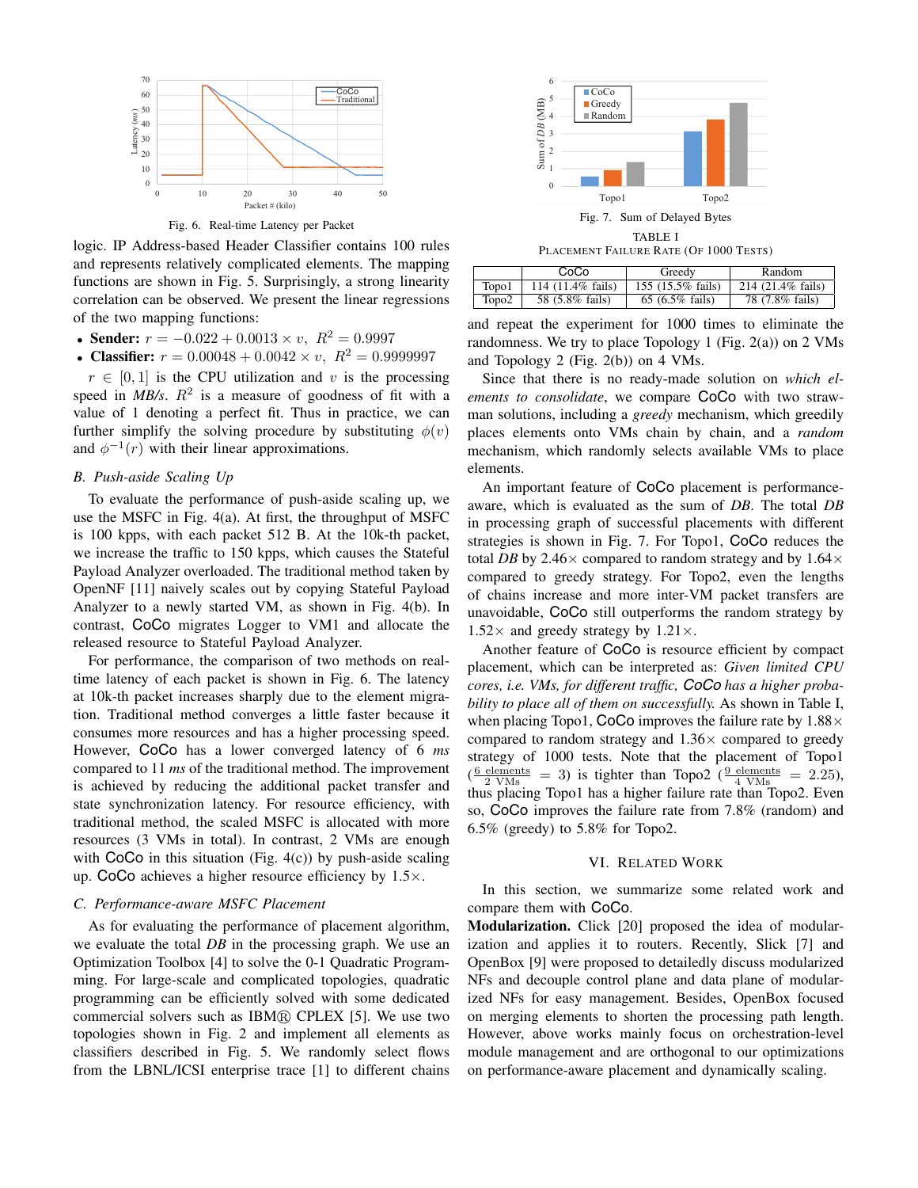70
60
50
40
30
20
10
0
Latency (ms)
0 10 20 30 40 50
Packet # (kilo)
CoCo
Traditional

Fig. 6. Real-time Latency per Packet

logic. IP Address-based Header Classifier contains 100 rules and represents relatively complicated elements. The mapping functions are shown in Fig. 5. Surprisingly, a strong linearity correlation can be observed. We present the linear regressions of the two mapping functions:

- **Sender:** $r = -0.022 + 0.0013 \times v,\ \ R^2 = 0.9997$
- **Classifier:** $r = 0.00048 + 0.0042 \times v,\ \ R^2 = 0.9999997$

$r \in [0, 1]$ is the CPU utilization and $v$ is the processing speed in *MB/s*. $R^2$ is a measure of goodness of fit with a value of 1 denoting a perfect fit. Thus in practice, we can further simplify the solving procedure by substituting $\phi(v)$ and $\phi^{-1}(r)$ with their linear approximations.

### B. Push-aside Scaling Up

To evaluate the performance of push-aside scaling up, we use the MSFC in Fig. 4(a). At first, the throughput of MSFC is 100 kpps, with each packet 512 B. At the 10k-th packet, we increase the traffic to 150 kpps, which causes the Stateful Payload Analyzer overloaded. The traditional method taken by OpenNF [11] naively scales out by copying Stateful Payload Analyzer to a newly started VM, as shown in Fig. 4(b). In contrast, CoCo migrates Logger to VM1 and allocate the released resource to Stateful Payload Analyzer.

For performance, the comparison of two methods on real-time latency of each packet is shown in Fig. 6. The latency at 10k-th packet increases sharply due to the element migration. Traditional method converges a little faster because it consumes more resources and has a higher processing speed. However, CoCo has a lower converged latency of 6 *ms* compared to 11 *ms* of the traditional method. The improvement is achieved by reducing the additional packet transfer and state synchronization latency. For resource efficiency, with traditional method, the scaled MSFC is allocated with more resources (3 VMs in total). In contrast, 2 VMs are enough with CoCo in this situation (Fig. 4(c)) by push-aside scaling up. CoCo achieves a higher resource efficiency by 1.5×.

### C. Performance-aware MSFC Placement

As for evaluating the performance of placement algorithm, we evaluate the total *DB* in the processing graph. We use an Optimization Toolbox [4] to solve the 0-1 Quadratic Programming. For large-scale and complicated topologies, quadratic programming can be efficiently solved with some dedicated commercial solvers such as IBM® CPLEX [5]. We use two topologies shown in Fig. 2 and implement all elements as classifiers described in Fig. 5. We randomly select flows from the LBNL/ICSI enterprise trace [1] to different chains

6
5
4
3
2
1
0
Sum of DB (MB)
Topo1 Topo2
CoCo
Greedy
Random

Fig. 7. Sum of Delayed Bytes

TABLE I
PLACEMENT FAILURE RATE (OF 1000 TESTS)

| | CoCo | Greedy | Random |
|---|---|---|---|
| Topo1 | 114 (11.4% fails) | 155 (15.5% fails) | 214 (21.4% fails) |
| Topo2 | 58 (5.8% fails) | 65 (6.5% fails) | 78 (7.8% fails) |

and repeat the experiment for 1000 times to eliminate the randomness. We try to place Topology 1 (Fig. 2(a)) on 2 VMs and Topology 2 (Fig. 2(b)) on 4 VMs.

Since that there is no ready-made solution on *which elements to consolidate*, we compare CoCo with two strawman solutions, including a *greedy* mechanism, which greedily places elements onto VMs chain by chain, and a *random* mechanism, which randomly selects available VMs to place elements.

An important feature of CoCo placement is performance-aware, which is evaluated as the sum of *DB*. The total *DB* in processing graph of successful placements with different strategies is shown in Fig. 7. For Topo1, CoCo reduces the total *DB* by 2.46× compared to random strategy and by 1.64× compared to greedy strategy. For Topo2, even the lengths of chains increase and more inter-VM packet transfers are unavoidable, CoCo still outperforms the random strategy by 1.52× and greedy strategy by 1.21×.

Another feature of CoCo is resource efficient by compact placement, which can be interpreted as: *Given limited CPU cores, i.e. VMs, for different traffic, CoCo has a higher probability to place all of them on successfully.* As shown in Table I, when placing Topo1, CoCo improves the failure rate by 1.88× compared to random strategy and 1.36× compared to greedy strategy of 1000 tests. Note that the placement of Topo1 ($\frac{6\ \text{elements}}{2\ \text{VMs}} = 3$) is tighter than Topo2 ($\frac{9\ \text{elements}}{4\ \text{VMs}} = 2.25$), thus placing Topo1 has a higher failure rate than Topo2. Even so, CoCo improves the failure rate from 7.8% (random) and 6.5% (greedy) to 5.8% for Topo2.

## VI. Related Work

In this section, we summarize some related work and compare them with CoCo.

**Modularization.** Click [20] proposed the idea of modularization and applies it to routers. Recently, Slick [7] and OpenBox [9] were proposed to detailedly discuss modularized NFs and decouple control plane and data plane of modularized NFs for easy management. Besides, OpenBox focused on merging elements to shorten the processing path length. However, above works mainly focus on orchestration-level module management and are orthogonal to our optimizations on performance-aware placement and dynamically scaling.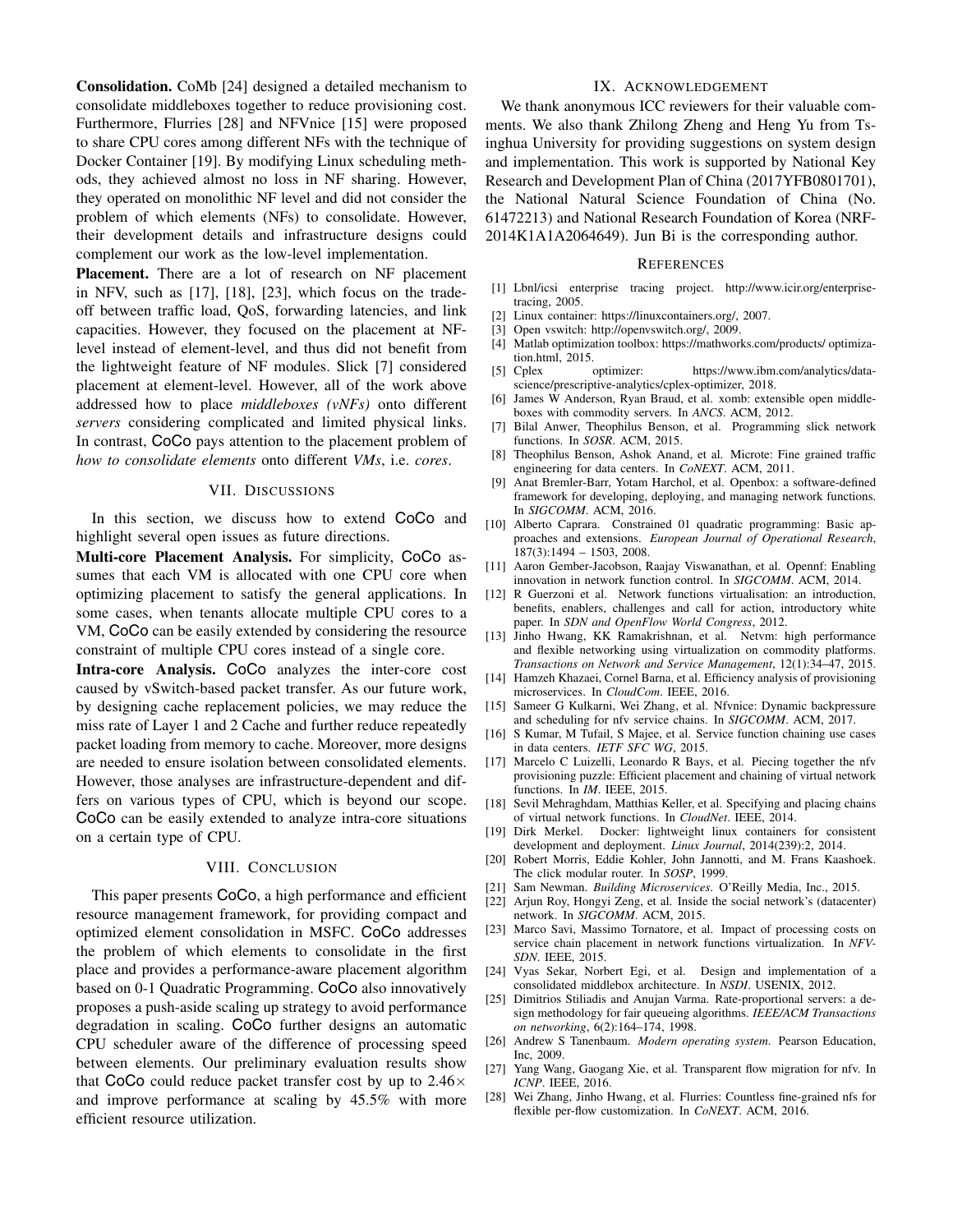**Consolidation.** CoMb [24] designed a detailed mechanism to consolidate middleboxes together to reduce provisioning cost. Furthermore, Flurries [28] and NFVnice [15] were proposed to share CPU cores among different NFs with the technique of Docker Container [19]. By modifying Linux scheduling methods, they achieved almost no loss in NF sharing. However, they operated on monolithic NF level and did not consider the problem of which elements (NFs) to consolidate. However, their development details and infrastructure designs could complement our work as the low-level implementation.

**Placement.** There are a lot of research on NF placement in NFV, such as [17], [18], [23], which focus on the tradeoff between traffic load, QoS, forwarding latencies, and link capacities. However, they focused on the placement at NF-level instead of element-level, and thus did not benefit from the lightweight feature of NF modules. Slick [7] considered placement at element-level. However, all of the work above addressed how to place *middleboxes (vNFs)* onto different *servers* considering complicated and limited physical links. In contrast, CoCo pays attention to the placement problem of *how to consolidate elements* onto different *VMs*, i.e. *cores*.

## VII. Discussions

In this section, we discuss how to extend CoCo and highlight several open issues as future directions.

**Multi-core Placement Analysis.** For simplicity, CoCo assumes that each VM is allocated with one CPU core when optimizing placement to satisfy the general applications. In some cases, when tenants allocate multiple CPU cores to a VM, CoCo can be easily extended by considering the resource constraint of multiple CPU cores instead of a single core.

**Intra-core Analysis.** CoCo analyzes the inter-core cost caused by vSwitch-based packet transfer. As our future work, by designing cache replacement policies, we may reduce the miss rate of Layer 1 and 2 Cache and further reduce repeatedly packet loading from memory to cache. Moreover, more designs are needed to ensure isolation between consolidated elements. However, those analyses are infrastructure-dependent and differs on various types of CPU, which is beyond our scope. CoCo can be easily extended to analyze intra-core situations on a certain type of CPU.

## VIII. Conclusion

This paper presents CoCo, a high performance and efficient resource management framework, for providing compact and optimized element consolidation in MSFC. CoCo addresses the problem of which elements to consolidate in the first place and provides a performance-aware placement algorithm based on 0-1 Quadratic Programming. CoCo also innovatively proposes a push-aside scaling up strategy to avoid performance degradation in scaling. CoCo further designs an automatic CPU scheduler aware of the difference of processing speed between elements. Our preliminary evaluation results show that CoCo could reduce packet transfer cost by up to $2.46\times$ and improve performance at scaling by 45.5% with more efficient resource utilization.

## IX. Acknowledgement

We thank anonymous ICC reviewers for their valuable comments. We also thank Zhilong Zheng and Heng Yu from Tsinghua University for providing suggestions on system design and implementation. This work is supported by National Key Research and Development Plan of China (2017YFB0801701), the National Natural Science Foundation of China (No. 61472213) and National Research Foundation of Korea (NRF-2014K1A1A2064649). Jun Bi is the corresponding author.

## References

[1] Lbnl/icsi enterprise tracing project. http://www.icir.org/enterprise-tracing, 2005.

[2] Linux container: https://linuxcontainers.org/, 2007.

[3] Open vswitch: http://openvswitch.org/, 2009.

[4] Matlab optimization toolbox: https://mathworks.com/products/ optimization.html, 2015.

[5] Cplex optimizer: https://www.ibm.com/analytics/data-science/prescriptive-analytics/cplex-optimizer, 2018.

[6] James W Anderson, Ryan Braud, et al. xomb: extensible open middleboxes with commodity servers. In *ANCS*. ACM, 2012.

[7] Bilal Anwer, Theophilus Benson, et al. Programming slick network functions. In *SOSR*. ACM, 2015.

[8] Theophilus Benson, Ashok Anand, et al. Microte: Fine grained traffic engineering for data centers. In *CoNEXT*. ACM, 2011.

[9] Anat Bremler-Barr, Yotam Harchol, et al. Openbox: a software-defined framework for developing, deploying, and managing network functions. In *SIGCOMM*. ACM, 2016.

[10] Alberto Caprara. Constrained 01 quadratic programming: Basic approaches and extensions. *European Journal of Operational Research*, 187(3):1494 – 1503, 2008.

[11] Aaron Gember-Jacobson, Raajay Viswanathan, et al. Opennf: Enabling innovation in network function control. In *SIGCOMM*. ACM, 2014.

[12] R Guerzoni et al. Network functions virtualisation: an introduction, benefits, enablers, challenges and call for action, introductory white paper. In *SDN and OpenFlow World Congress*, 2012.

[13] Jinho Hwang, KK Ramakrishnan, et al. Netvm: high performance and flexible networking using virtualization on commodity platforms. *Transactions on Network and Service Management*, 12(1):34–47, 2015.

[14] Hamzeh Khazaei, Cornel Barna, et al. Efficiency analysis of provisioning microservices. In *CloudCom*. IEEE, 2016.

[15] Sameer G Kulkarni, Wei Zhang, et al. Nfvnice: Dynamic backpressure and scheduling for nfv service chains. In *SIGCOMM*. ACM, 2017.

[16] S Kumar, M Tufail, S Majee, et al. Service function chaining use cases in data centers. *IETF SFC WG*, 2015.

[17] Marcelo C Luizelli, Leonardo R Bays, et al. Piecing together the nfv provisioning puzzle: Efficient placement and chaining of virtual network functions. In *IM*. IEEE, 2015.

[18] Sevil Mehraghdam, Matthias Keller, et al. Specifying and placing chains of virtual network functions. In *CloudNet*. IEEE, 2014.

[19] Dirk Merkel. Docker: lightweight linux containers for consistent development and deployment. *Linux Journal*, 2014(239):2, 2014.

[20] Robert Morris, Eddie Kohler, John Jannotti, and M. Frans Kaashoek. The click modular router. In *SOSP*, 1999.

[21] Sam Newman. *Building Microservices*. O'Reilly Media, Inc., 2015.

[22] Arjun Roy, Hongyi Zeng, et al. Inside the social network's (datacenter) network. In *SIGCOMM*. ACM, 2015.

[23] Marco Savi, Massimo Tornatore, et al. Impact of processing costs on service chain placement in network functions virtualization. In *NFV-SDN*. IEEE, 2015.

[24] Vyas Sekar, Norbert Egi, et al. Design and implementation of a consolidated middlebox architecture. In *NSDI*. USENIX, 2012.

[25] Dimitrios Stiliadis and Anujan Varma. Rate-proportional servers: a design methodology for fair queueing algorithms. *IEEE/ACM Transactions on networking*, 6(2):164–174, 1998.

[26] Andrew S Tanenbaum. *Modern operating system*. Pearson Education, Inc, 2009.

[27] Yang Wang, Gaogang Xie, et al. Transparent flow migration for nfv. In *ICNP*. IEEE, 2016.

[28] Wei Zhang, Jinho Hwang, et al. Flurries: Countless fine-grained nfs for flexible per-flow customization. In *CoNEXT*. ACM, 2016.